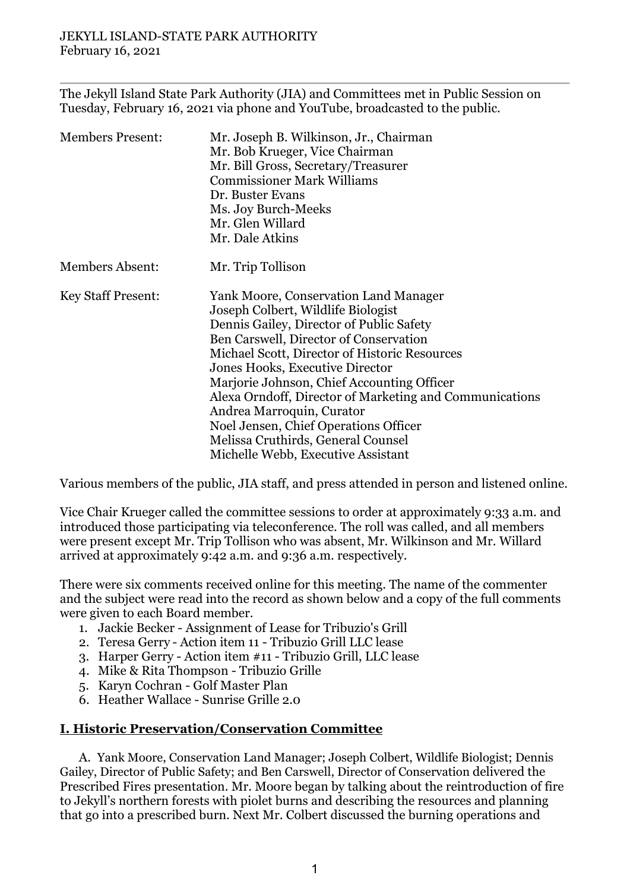JEKYLL ISLAND-STATE PARK AUTHORITY
February 16, 2021

---

The Jekyll Island State Park Authority (JIA) and Committees met in Public Session on Tuesday, February 16, 2021 via phone and YouTube, broadcasted to the public.

| | |
|---|---|
| Members Present: | Mr. Joseph B. Wilkinson, Jr., Chairman<br>Mr. Bob Krueger, Vice Chairman<br>Mr. Bill Gross, Secretary/Treasurer<br>Commissioner Mark Williams<br>Dr. Buster Evans<br>Ms. Joy Burch-Meeks<br>Mr. Glen Willard<br>Mr. Dale Atkins |
| Members Absent: | Mr. Trip Tollison |
| Key Staff Present: | Yank Moore, Conservation Land Manager<br>Joseph Colbert, Wildlife Biologist<br>Dennis Gailey, Director of Public Safety<br>Ben Carswell, Director of Conservation<br>Michael Scott, Director of Historic Resources<br>Jones Hooks, Executive Director<br>Marjorie Johnson, Chief Accounting Officer<br>Alexa Orndoff, Director of Marketing and Communications<br>Andrea Marroquin, Curator<br>Noel Jensen, Chief Operations Officer<br>Melissa Cruthirds, General Counsel<br>Michelle Webb, Executive Assistant |

Various members of the public, JIA staff, and press attended in person and listened online.

Vice Chair Krueger called the committee sessions to order at approximately 9:33 a.m. and introduced those participating via teleconference. The roll was called, and all members were present except Mr. Trip Tollison who was absent, Mr. Wilkinson and Mr. Willard arrived at approximately 9:42 a.m. and 9:36 a.m. respectively.

There were six comments received online for this meeting. The name of the commenter and the subject were read into the record as shown below and a copy of the full comments were given to each Board member.

1. Jackie Becker - Assignment of Lease for Tribuzio's Grill
2. Teresa Gerry - Action item 11 - Tribuzio Grill LLC lease
3. Harper Gerry - Action item #11 - Tribuzio Grill, LLC lease
4. Mike & Rita Thompson - Tribuzio Grille
5. Karyn Cochran - Golf Master Plan
6. Heather Wallace - Sunrise Grille 2.0

## I. Historic Preservation/Conservation Committee

A. Yank Moore, Conservation Land Manager; Joseph Colbert, Wildlife Biologist; Dennis Gailey, Director of Public Safety; and Ben Carswell, Director of Conservation delivered the Prescribed Fires presentation. Mr. Moore began by talking about the reintroduction of fire to Jekyll's northern forests with piolet burns and describing the resources and planning that go into a prescribed burn. Next Mr. Colbert discussed the burning operations and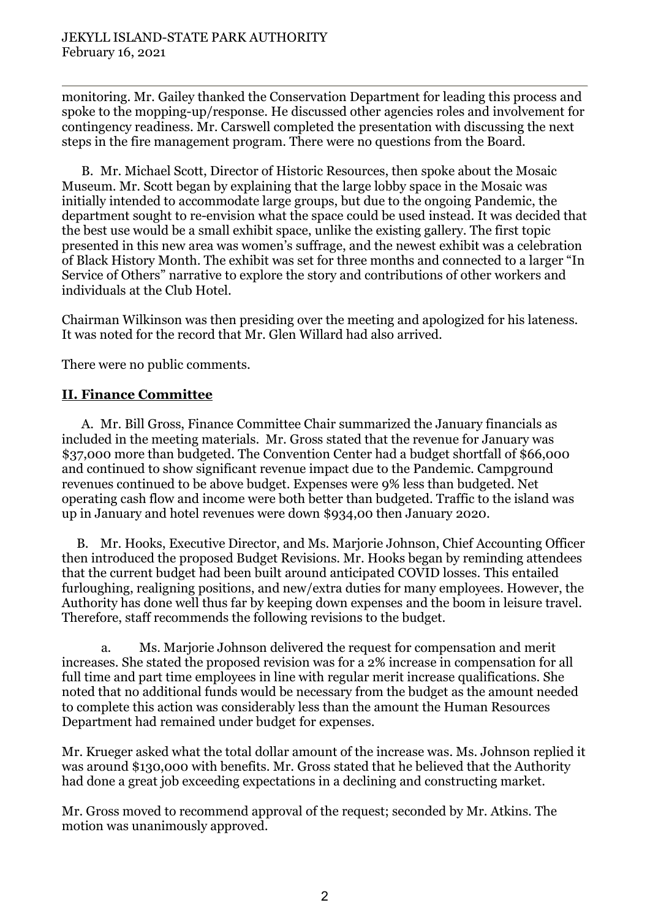monitoring. Mr. Gailey thanked the Conservation Department for leading this process and spoke to the mopping-up/response. He discussed other agencies roles and involvement for contingency readiness. Mr. Carswell completed the presentation with discussing the next steps in the fire management program. There were no questions from the Board.

B. Mr. Michael Scott, Director of Historic Resources, then spoke about the Mosaic Museum. Mr. Scott began by explaining that the large lobby space in the Mosaic was initially intended to accommodate large groups, but due to the ongoing Pandemic, the department sought to re-envision what the space could be used instead. It was decided that the best use would be a small exhibit space, unlike the existing gallery. The first topic presented in this new area was women's suffrage, and the newest exhibit was a celebration of Black History Month. The exhibit was set for three months and connected to a larger "In Service of Others" narrative to explore the story and contributions of other workers and individuals at the Club Hotel.

Chairman Wilkinson was then presiding over the meeting and apologized for his lateness. It was noted for the record that Mr. Glen Willard had also arrived.

There were no public comments.

## **II. Finance Committee**

A. Mr. Bill Gross, Finance Committee Chair summarized the January financials as included in the meeting materials. Mr. Gross stated that the revenue for January was $37,000 more than budgeted. The Convention Center had a budget shortfall of $66,000 and continued to show significant revenue impact due to the Pandemic. Campground revenues continued to be above budget. Expenses were 9% less than budgeted. Net operating cash flow and income were both better than budgeted. Traffic to the island was up in January and hotel revenues were down $934,00 then January 2020.

B. Mr. Hooks, Executive Director, and Ms. Marjorie Johnson, Chief Accounting Officer then introduced the proposed Budget Revisions. Mr. Hooks began by reminding attendees that the current budget had been built around anticipated COVID losses. This entailed furloughing, realigning positions, and new/extra duties for many employees. However, the Authority has done well thus far by keeping down expenses and the boom in leisure travel. Therefore, staff recommends the following revisions to the budget.

a. Ms. Marjorie Johnson delivered the request for compensation and merit increases. She stated the proposed revision was for a 2% increase in compensation for all full time and part time employees in line with regular merit increase qualifications. She noted that no additional funds would be necessary from the budget as the amount needed to complete this action was considerably less than the amount the Human Resources Department had remained under budget for expenses.

Mr. Krueger asked what the total dollar amount of the increase was. Ms. Johnson replied it was around $130,000 with benefits. Mr. Gross stated that he believed that the Authority had done a great job exceeding expectations in a declining and constructing market.

Mr. Gross moved to recommend approval of the request; seconded by Mr. Atkins. The motion was unanimously approved.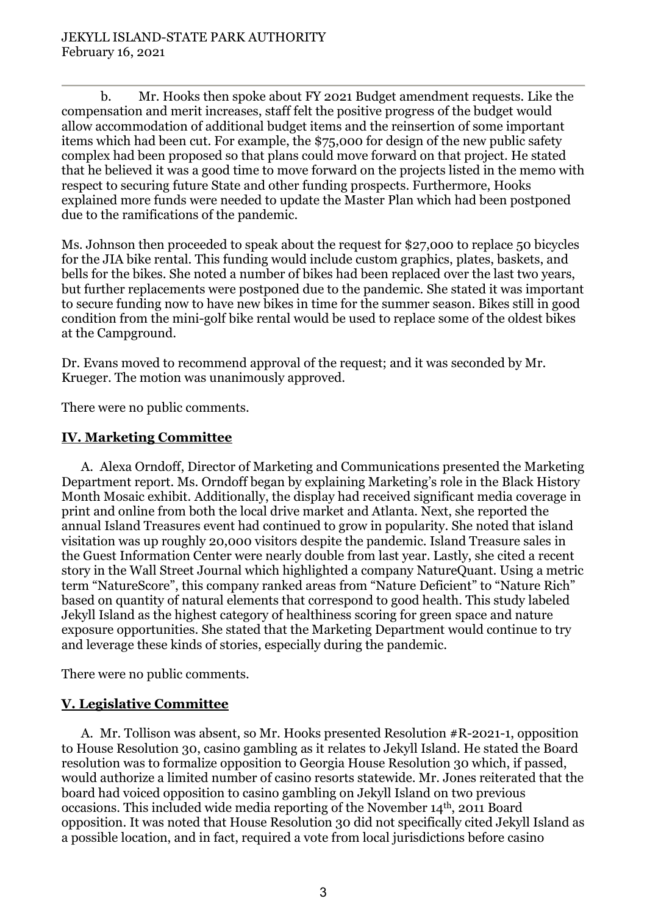b. Mr. Hooks then spoke about FY 2021 Budget amendment requests. Like the compensation and merit increases, staff felt the positive progress of the budget would allow accommodation of additional budget items and the reinsertion of some important items which had been cut. For example, the $75,000 for design of the new public safety complex had been proposed so that plans could move forward on that project. He stated that he believed it was a good time to move forward on the projects listed in the memo with respect to securing future State and other funding prospects. Furthermore, Hooks explained more funds were needed to update the Master Plan which had been postponed due to the ramifications of the pandemic.

Ms. Johnson then proceeded to speak about the request for $27,000 to replace 50 bicycles for the JIA bike rental. This funding would include custom graphics, plates, baskets, and bells for the bikes. She noted a number of bikes had been replaced over the last two years, but further replacements were postponed due to the pandemic. She stated it was important to secure funding now to have new bikes in time for the summer season. Bikes still in good condition from the mini-golf bike rental would be used to replace some of the oldest bikes at the Campground.

Dr. Evans moved to recommend approval of the request; and it was seconded by Mr. Krueger. The motion was unanimously approved.

There were no public comments.

## IV. Marketing Committee

A. Alexa Orndoff, Director of Marketing and Communications presented the Marketing Department report. Ms. Orndoff began by explaining Marketing's role in the Black History Month Mosaic exhibit. Additionally, the display had received significant media coverage in print and online from both the local drive market and Atlanta. Next, she reported the annual Island Treasures event had continued to grow in popularity. She noted that island visitation was up roughly 20,000 visitors despite the pandemic. Island Treasure sales in the Guest Information Center were nearly double from last year. Lastly, she cited a recent story in the Wall Street Journal which highlighted a company NatureQuant. Using a metric term "NatureScore", this company ranked areas from "Nature Deficient" to "Nature Rich" based on quantity of natural elements that correspond to good health. This study labeled Jekyll Island as the highest category of healthiness scoring for green space and nature exposure opportunities. She stated that the Marketing Department would continue to try and leverage these kinds of stories, especially during the pandemic.

There were no public comments.

## V. Legislative Committee

A. Mr. Tollison was absent, so Mr. Hooks presented Resolution #R-2021-1, opposition to House Resolution 30, casino gambling as it relates to Jekyll Island. He stated the Board resolution was to formalize opposition to Georgia House Resolution 30 which, if passed, would authorize a limited number of casino resorts statewide. Mr. Jones reiterated that the board had voiced opposition to casino gambling on Jekyll Island on two previous occasions. This included wide media reporting of the November 14th, 2011 Board opposition. It was noted that House Resolution 30 did not specifically cited Jekyll Island as a possible location, and in fact, required a vote from local jurisdictions before casino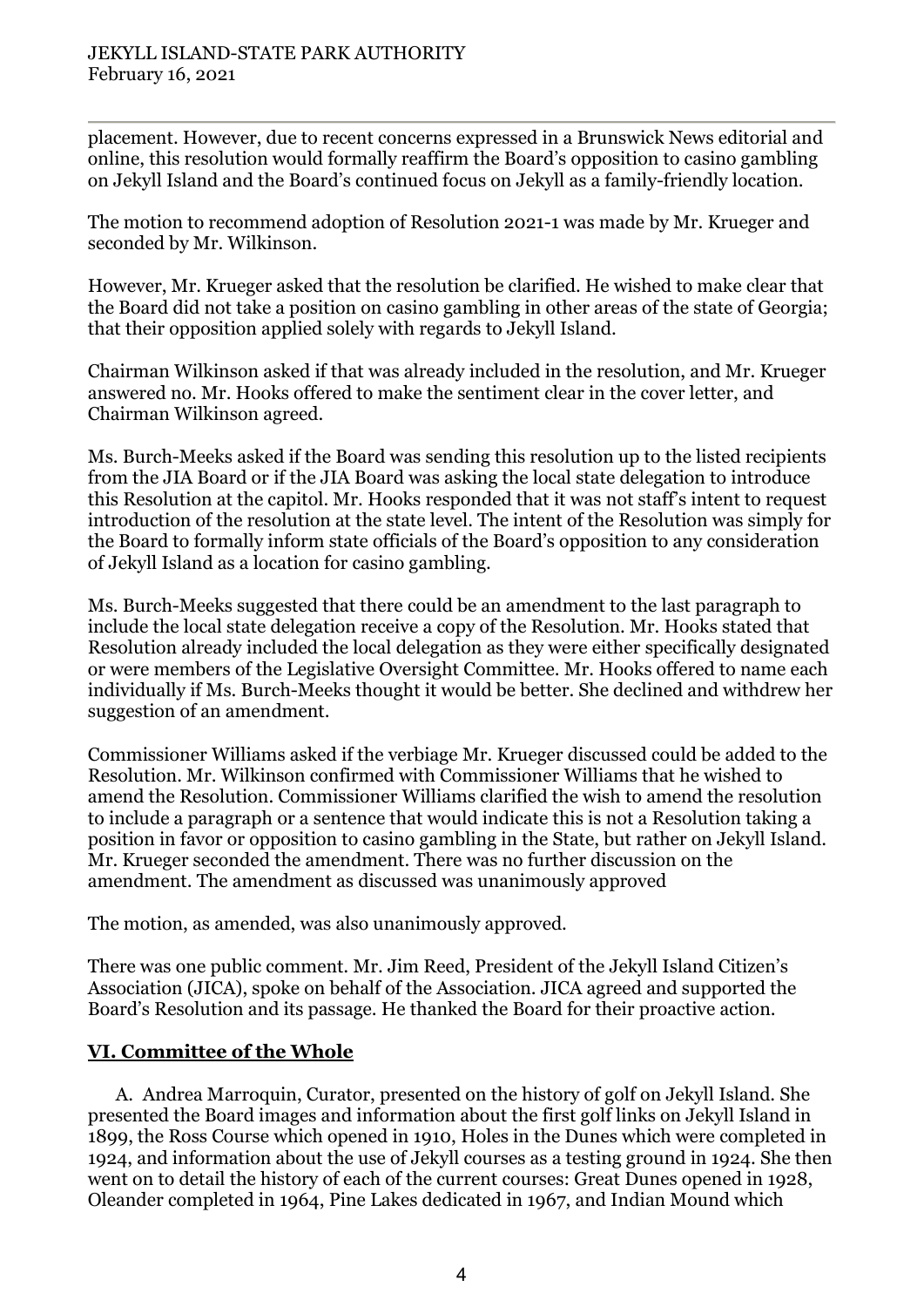placement. However, due to recent concerns expressed in a Brunswick News editorial and online, this resolution would formally reaffirm the Board's opposition to casino gambling on Jekyll Island and the Board's continued focus on Jekyll as a family-friendly location.

The motion to recommend adoption of Resolution 2021-1 was made by Mr. Krueger and seconded by Mr. Wilkinson.

However, Mr. Krueger asked that the resolution be clarified. He wished to make clear that the Board did not take a position on casino gambling in other areas of the state of Georgia; that their opposition applied solely with regards to Jekyll Island.

Chairman Wilkinson asked if that was already included in the resolution, and Mr. Krueger answered no. Mr. Hooks offered to make the sentiment clear in the cover letter, and Chairman Wilkinson agreed.

Ms. Burch-Meeks asked if the Board was sending this resolution up to the listed recipients from the JIA Board or if the JIA Board was asking the local state delegation to introduce this Resolution at the capitol. Mr. Hooks responded that it was not staff's intent to request introduction of the resolution at the state level. The intent of the Resolution was simply for the Board to formally inform state officials of the Board's opposition to any consideration of Jekyll Island as a location for casino gambling.

Ms. Burch-Meeks suggested that there could be an amendment to the last paragraph to include the local state delegation receive a copy of the Resolution. Mr. Hooks stated that Resolution already included the local delegation as they were either specifically designated or were members of the Legislative Oversight Committee. Mr. Hooks offered to name each individually if Ms. Burch-Meeks thought it would be better. She declined and withdrew her suggestion of an amendment.

Commissioner Williams asked if the verbiage Mr. Krueger discussed could be added to the Resolution. Mr. Wilkinson confirmed with Commissioner Williams that he wished to amend the Resolution. Commissioner Williams clarified the wish to amend the resolution to include a paragraph or a sentence that would indicate this is not a Resolution taking a position in favor or opposition to casino gambling in the State, but rather on Jekyll Island. Mr. Krueger seconded the amendment. There was no further discussion on the amendment. The amendment as discussed was unanimously approved

The motion, as amended, was also unanimously approved.

There was one public comment. Mr. Jim Reed, President of the Jekyll Island Citizen's Association (JICA), spoke on behalf of the Association. JICA agreed and supported the Board's Resolution and its passage. He thanked the Board for their proactive action.

## **VI. Committee of the Whole**

A. Andrea Marroquin, Curator, presented on the history of golf on Jekyll Island. She presented the Board images and information about the first golf links on Jekyll Island in 1899, the Ross Course which opened in 1910, Holes in the Dunes which were completed in 1924, and information about the use of Jekyll courses as a testing ground in 1924. She then went on to detail the history of each of the current courses: Great Dunes opened in 1928, Oleander completed in 1964, Pine Lakes dedicated in 1967, and Indian Mound which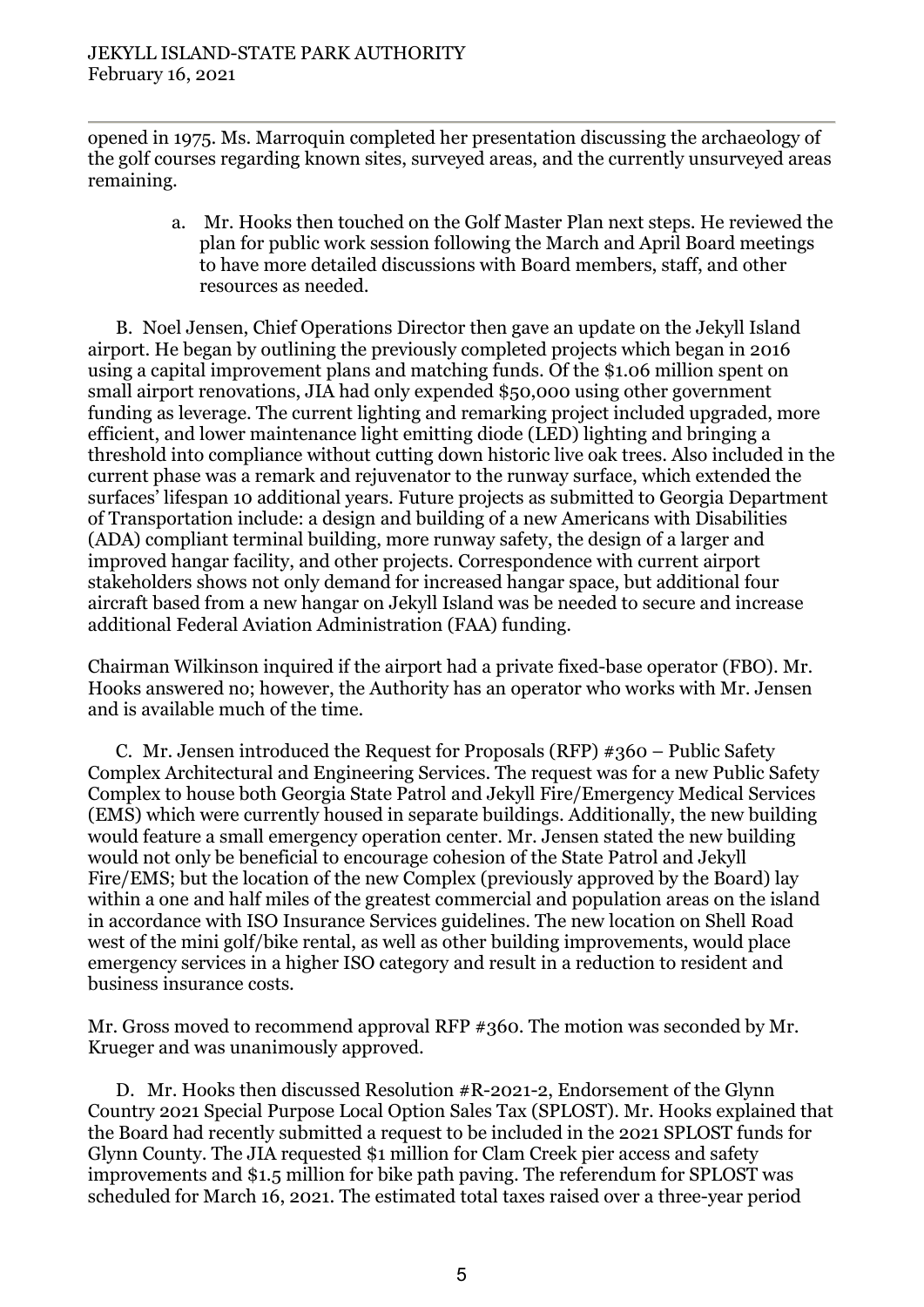opened in 1975. Ms. Marroquin completed her presentation discussing the archaeology of the golf courses regarding known sites, surveyed areas, and the currently unsurveyed areas remaining.

a. Mr. Hooks then touched on the Golf Master Plan next steps. He reviewed the plan for public work session following the March and April Board meetings to have more detailed discussions with Board members, staff, and other resources as needed.

B. Noel Jensen, Chief Operations Director then gave an update on the Jekyll Island airport. He began by outlining the previously completed projects which began in 2016 using a capital improvement plans and matching funds. Of the $1.06 million spent on small airport renovations, JIA had only expended $50,000 using other government funding as leverage. The current lighting and remarking project included upgraded, more efficient, and lower maintenance light emitting diode (LED) lighting and bringing a threshold into compliance without cutting down historic live oak trees. Also included in the current phase was a remark and rejuvenator to the runway surface, which extended the surfaces' lifespan 10 additional years. Future projects as submitted to Georgia Department of Transportation include: a design and building of a new Americans with Disabilities (ADA) compliant terminal building, more runway safety, the design of a larger and improved hangar facility, and other projects. Correspondence with current airport stakeholders shows not only demand for increased hangar space, but additional four aircraft based from a new hangar on Jekyll Island was be needed to secure and increase additional Federal Aviation Administration (FAA) funding.

Chairman Wilkinson inquired if the airport had a private fixed-base operator (FBO). Mr. Hooks answered no; however, the Authority has an operator who works with Mr. Jensen and is available much of the time.

C. Mr. Jensen introduced the Request for Proposals (RFP) #360 – Public Safety Complex Architectural and Engineering Services. The request was for a new Public Safety Complex to house both Georgia State Patrol and Jekyll Fire/Emergency Medical Services (EMS) which were currently housed in separate buildings. Additionally, the new building would feature a small emergency operation center. Mr. Jensen stated the new building would not only be beneficial to encourage cohesion of the State Patrol and Jekyll Fire/EMS; but the location of the new Complex (previously approved by the Board) lay within a one and half miles of the greatest commercial and population areas on the island in accordance with ISO Insurance Services guidelines. The new location on Shell Road west of the mini golf/bike rental, as well as other building improvements, would place emergency services in a higher ISO category and result in a reduction to resident and business insurance costs.

Mr. Gross moved to recommend approval RFP #360. The motion was seconded by Mr. Krueger and was unanimously approved.

D. Mr. Hooks then discussed Resolution #R-2021-2, Endorsement of the Glynn Country 2021 Special Purpose Local Option Sales Tax (SPLOST). Mr. Hooks explained that the Board had recently submitted a request to be included in the 2021 SPLOST funds for Glynn County. The JIA requested $1 million for Clam Creek pier access and safety improvements and $1.5 million for bike path paving. The referendum for SPLOST was scheduled for March 16, 2021. The estimated total taxes raised over a three-year period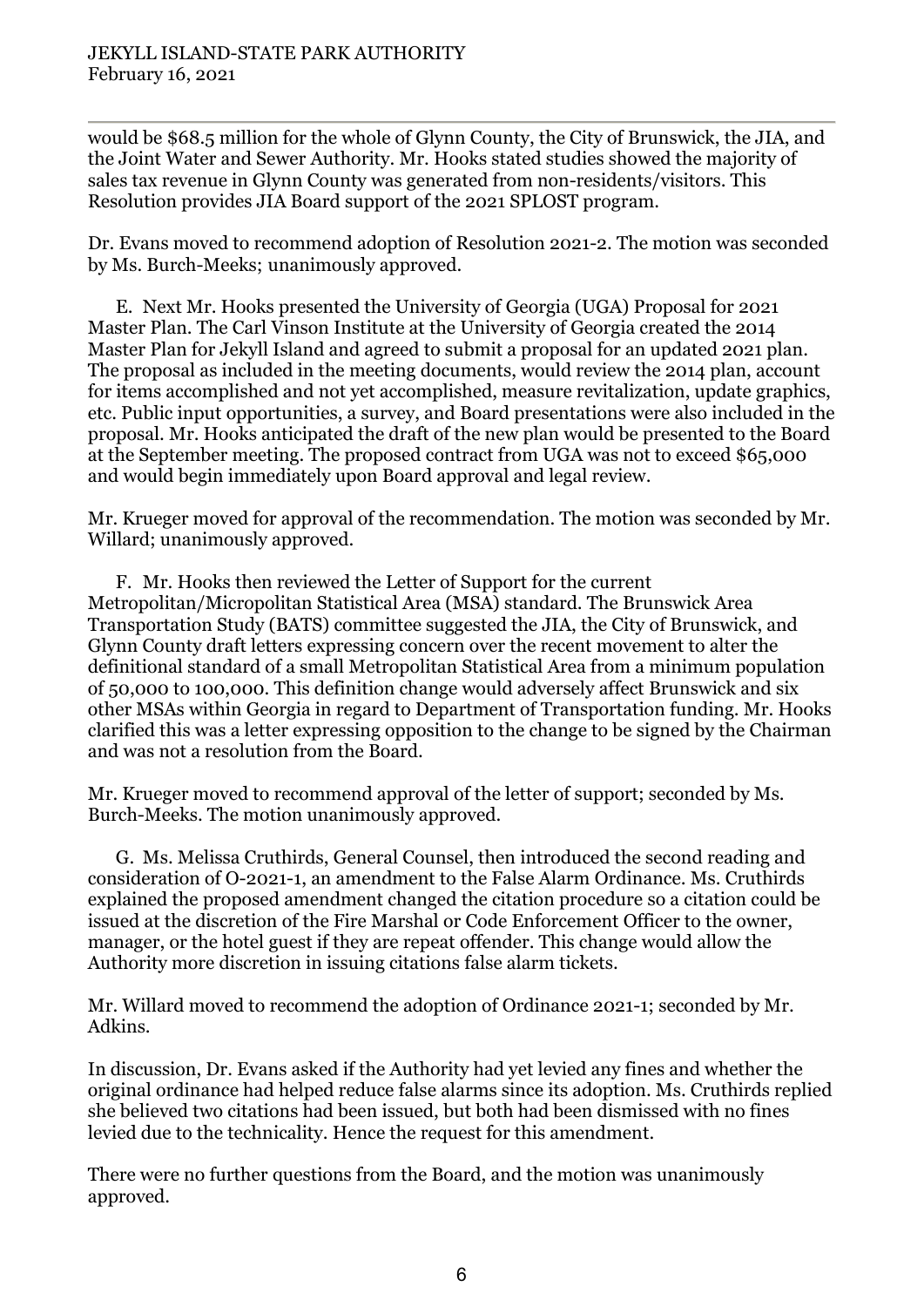would be $68.5 million for the whole of Glynn County, the City of Brunswick, the JIA, and the Joint Water and Sewer Authority. Mr. Hooks stated studies showed the majority of sales tax revenue in Glynn County was generated from non-residents/visitors. This Resolution provides JIA Board support of the 2021 SPLOST program.

Dr. Evans moved to recommend adoption of Resolution 2021-2. The motion was seconded by Ms. Burch-Meeks; unanimously approved.

E. Next Mr. Hooks presented the University of Georgia (UGA) Proposal for 2021 Master Plan. The Carl Vinson Institute at the University of Georgia created the 2014 Master Plan for Jekyll Island and agreed to submit a proposal for an updated 2021 plan. The proposal as included in the meeting documents, would review the 2014 plan, account for items accomplished and not yet accomplished, measure revitalization, update graphics, etc. Public input opportunities, a survey, and Board presentations were also included in the proposal. Mr. Hooks anticipated the draft of the new plan would be presented to the Board at the September meeting. The proposed contract from UGA was not to exceed $65,000 and would begin immediately upon Board approval and legal review.

Mr. Krueger moved for approval of the recommendation. The motion was seconded by Mr. Willard; unanimously approved.

F. Mr. Hooks then reviewed the Letter of Support for the current Metropolitan/Micropolitan Statistical Area (MSA) standard. The Brunswick Area Transportation Study (BATS) committee suggested the JIA, the City of Brunswick, and Glynn County draft letters expressing concern over the recent movement to alter the definitional standard of a small Metropolitan Statistical Area from a minimum population of 50,000 to 100,000. This definition change would adversely affect Brunswick and six other MSAs within Georgia in regard to Department of Transportation funding. Mr. Hooks clarified this was a letter expressing opposition to the change to be signed by the Chairman and was not a resolution from the Board.

Mr. Krueger moved to recommend approval of the letter of support; seconded by Ms. Burch-Meeks. The motion unanimously approved.

G. Ms. Melissa Cruthirds, General Counsel, then introduced the second reading and consideration of O-2021-1, an amendment to the False Alarm Ordinance. Ms. Cruthirds explained the proposed amendment changed the citation procedure so a citation could be issued at the discretion of the Fire Marshal or Code Enforcement Officer to the owner, manager, or the hotel guest if they are repeat offender. This change would allow the Authority more discretion in issuing citations false alarm tickets.

Mr. Willard moved to recommend the adoption of Ordinance 2021-1; seconded by Mr. Adkins.

In discussion, Dr. Evans asked if the Authority had yet levied any fines and whether the original ordinance had helped reduce false alarms since its adoption. Ms. Cruthirds replied she believed two citations had been issued, but both had been dismissed with no fines levied due to the technicality. Hence the request for this amendment.

There were no further questions from the Board, and the motion was unanimously approved.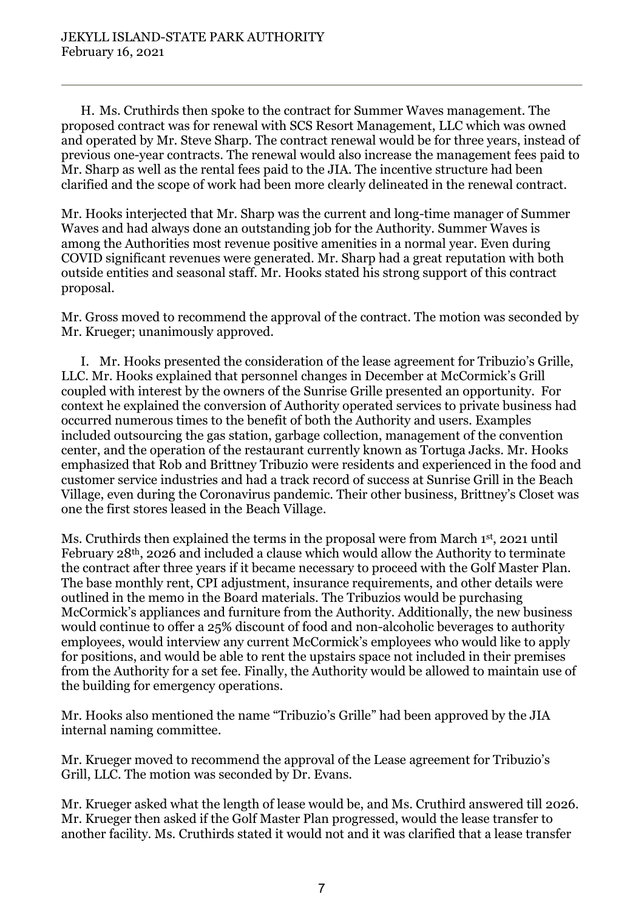H. Ms. Cruthirds then spoke to the contract for Summer Waves management. The proposed contract was for renewal with SCS Resort Management, LLC which was owned and operated by Mr. Steve Sharp. The contract renewal would be for three years, instead of previous one-year contracts. The renewal would also increase the management fees paid to Mr. Sharp as well as the rental fees paid to the JIA. The incentive structure had been clarified and the scope of work had been more clearly delineated in the renewal contract.

Mr. Hooks interjected that Mr. Sharp was the current and long-time manager of Summer Waves and had always done an outstanding job for the Authority. Summer Waves is among the Authorities most revenue positive amenities in a normal year. Even during COVID significant revenues were generated. Mr. Sharp had a great reputation with both outside entities and seasonal staff. Mr. Hooks stated his strong support of this contract proposal.

Mr. Gross moved to recommend the approval of the contract. The motion was seconded by Mr. Krueger; unanimously approved.

I. Mr. Hooks presented the consideration of the lease agreement for Tribuzio's Grille, LLC. Mr. Hooks explained that personnel changes in December at McCormick's Grill coupled with interest by the owners of the Sunrise Grille presented an opportunity. For context he explained the conversion of Authority operated services to private business had occurred numerous times to the benefit of both the Authority and users. Examples included outsourcing the gas station, garbage collection, management of the convention center, and the operation of the restaurant currently known as Tortuga Jacks. Mr. Hooks emphasized that Rob and Brittney Tribuzio were residents and experienced in the food and customer service industries and had a track record of success at Sunrise Grill in the Beach Village, even during the Coronavirus pandemic. Their other business, Brittney's Closet was one the first stores leased in the Beach Village.

Ms. Cruthirds then explained the terms in the proposal were from March 1st, 2021 until February 28th, 2026 and included a clause which would allow the Authority to terminate the contract after three years if it became necessary to proceed with the Golf Master Plan. The base monthly rent, CPI adjustment, insurance requirements, and other details were outlined in the memo in the Board materials. The Tribuzios would be purchasing McCormick's appliances and furniture from the Authority. Additionally, the new business would continue to offer a 25% discount of food and non-alcoholic beverages to authority employees, would interview any current McCormick's employees who would like to apply for positions, and would be able to rent the upstairs space not included in their premises from the Authority for a set fee. Finally, the Authority would be allowed to maintain use of the building for emergency operations.

Mr. Hooks also mentioned the name "Tribuzio's Grille" had been approved by the JIA internal naming committee.

Mr. Krueger moved to recommend the approval of the Lease agreement for Tribuzio's Grill, LLC. The motion was seconded by Dr. Evans.

Mr. Krueger asked what the length of lease would be, and Ms. Cruthird answered till 2026. Mr. Krueger then asked if the Golf Master Plan progressed, would the lease transfer to another facility. Ms. Cruthirds stated it would not and it was clarified that a lease transfer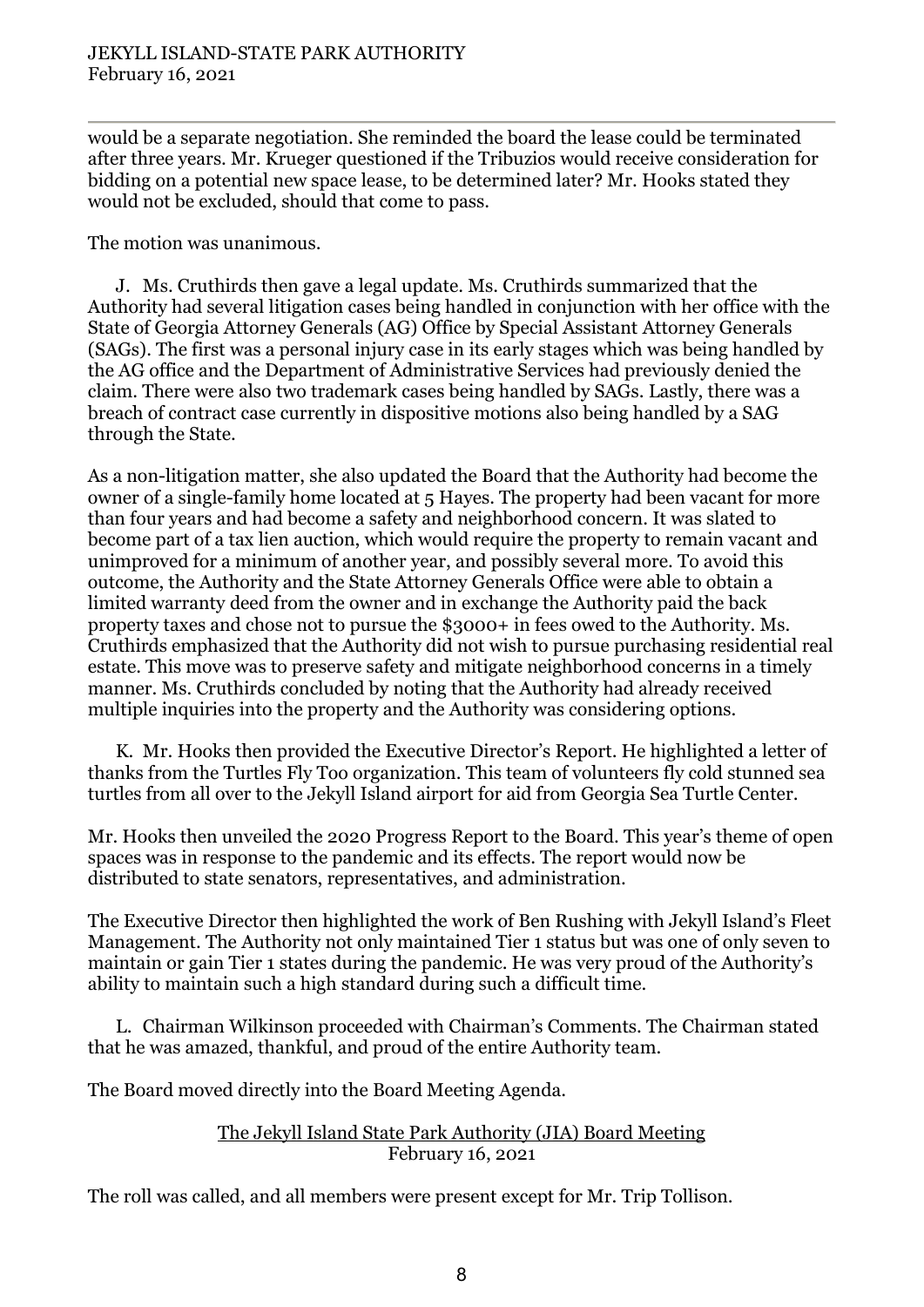would be a separate negotiation. She reminded the board the lease could be terminated after three years. Mr. Krueger questioned if the Tribuzios would receive consideration for bidding on a potential new space lease, to be determined later? Mr. Hooks stated they would not be excluded, should that come to pass.

The motion was unanimous.

J. Ms. Cruthirds then gave a legal update. Ms. Cruthirds summarized that the Authority had several litigation cases being handled in conjunction with her office with the State of Georgia Attorney Generals (AG) Office by Special Assistant Attorney Generals (SAGs). The first was a personal injury case in its early stages which was being handled by the AG office and the Department of Administrative Services had previously denied the claim. There were also two trademark cases being handled by SAGs. Lastly, there was a breach of contract case currently in dispositive motions also being handled by a SAG through the State.

As a non-litigation matter, she also updated the Board that the Authority had become the owner of a single-family home located at 5 Hayes. The property had been vacant for more than four years and had become a safety and neighborhood concern. It was slated to become part of a tax lien auction, which would require the property to remain vacant and unimproved for a minimum of another year, and possibly several more. To avoid this outcome, the Authority and the State Attorney Generals Office were able to obtain a limited warranty deed from the owner and in exchange the Authority paid the back property taxes and chose not to pursue the $3000+ in fees owed to the Authority. Ms. Cruthirds emphasized that the Authority did not wish to pursue purchasing residential real estate. This move was to preserve safety and mitigate neighborhood concerns in a timely manner. Ms. Cruthirds concluded by noting that the Authority had already received multiple inquiries into the property and the Authority was considering options.

K. Mr. Hooks then provided the Executive Director's Report. He highlighted a letter of thanks from the Turtles Fly Too organization. This team of volunteers fly cold stunned sea turtles from all over to the Jekyll Island airport for aid from Georgia Sea Turtle Center.

Mr. Hooks then unveiled the 2020 Progress Report to the Board. This year's theme of open spaces was in response to the pandemic and its effects. The report would now be distributed to state senators, representatives, and administration.

The Executive Director then highlighted the work of Ben Rushing with Jekyll Island's Fleet Management. The Authority not only maintained Tier 1 status but was one of only seven to maintain or gain Tier 1 states during the pandemic. He was very proud of the Authority's ability to maintain such a high standard during such a difficult time.

L. Chairman Wilkinson proceeded with Chairman's Comments. The Chairman stated that he was amazed, thankful, and proud of the entire Authority team.

The Board moved directly into the Board Meeting Agenda.

<u>The Jekyll Island State Park Authority (JIA) Board Meeting</u>
February 16, 2021

The roll was called, and all members were present except for Mr. Trip Tollison.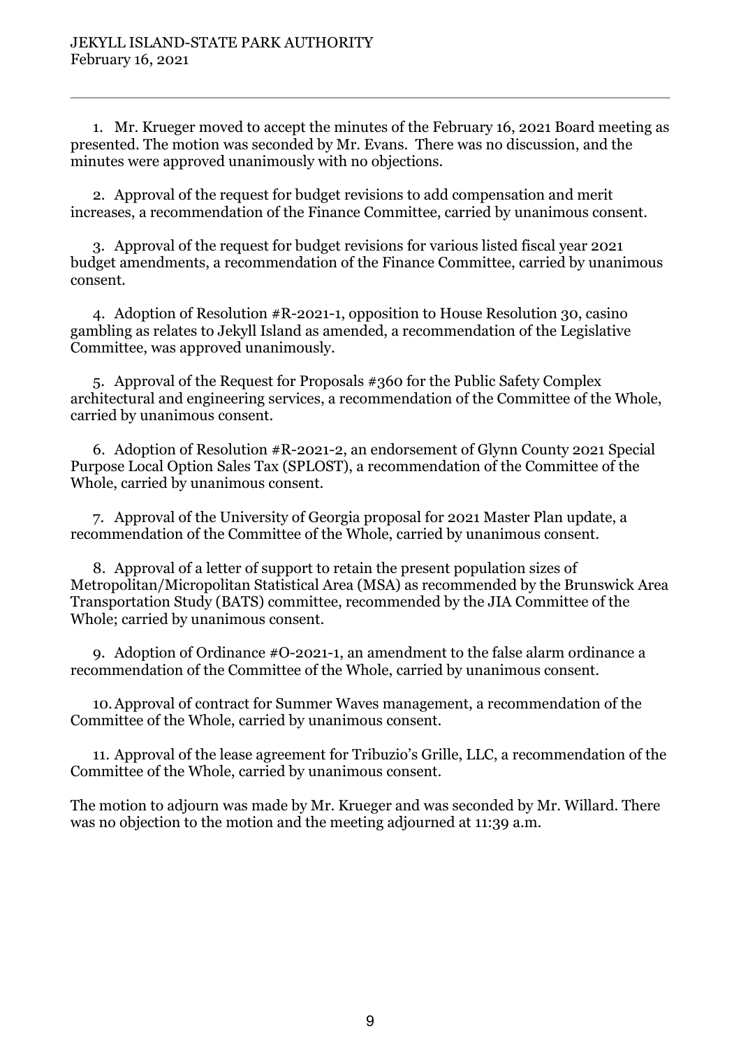1. Mr. Krueger moved to accept the minutes of the February 16, 2021 Board meeting as presented. The motion was seconded by Mr. Evans. There was no discussion, and the minutes were approved unanimously with no objections.

2. Approval of the request for budget revisions to add compensation and merit increases, a recommendation of the Finance Committee, carried by unanimous consent.

3. Approval of the request for budget revisions for various listed fiscal year 2021 budget amendments, a recommendation of the Finance Committee, carried by unanimous consent.

4. Adoption of Resolution #R-2021-1, opposition to House Resolution 30, casino gambling as relates to Jekyll Island as amended, a recommendation of the Legislative Committee, was approved unanimously.

5. Approval of the Request for Proposals #360 for the Public Safety Complex architectural and engineering services, a recommendation of the Committee of the Whole, carried by unanimous consent.

6. Adoption of Resolution #R-2021-2, an endorsement of Glynn County 2021 Special Purpose Local Option Sales Tax (SPLOST), a recommendation of the Committee of the Whole, carried by unanimous consent.

7. Approval of the University of Georgia proposal for 2021 Master Plan update, a recommendation of the Committee of the Whole, carried by unanimous consent.

8. Approval of a letter of support to retain the present population sizes of Metropolitan/Micropolitan Statistical Area (MSA) as recommended by the Brunswick Area Transportation Study (BATS) committee, recommended by the JIA Committee of the Whole; carried by unanimous consent.

9. Adoption of Ordinance #O-2021-1, an amendment to the false alarm ordinance a recommendation of the Committee of the Whole, carried by unanimous consent.

10. Approval of contract for Summer Waves management, a recommendation of the Committee of the Whole, carried by unanimous consent.

11. Approval of the lease agreement for Tribuzio's Grille, LLC, a recommendation of the Committee of the Whole, carried by unanimous consent.

The motion to adjourn was made by Mr. Krueger and was seconded by Mr. Willard. There was no objection to the motion and the meeting adjourned at 11:39 a.m.